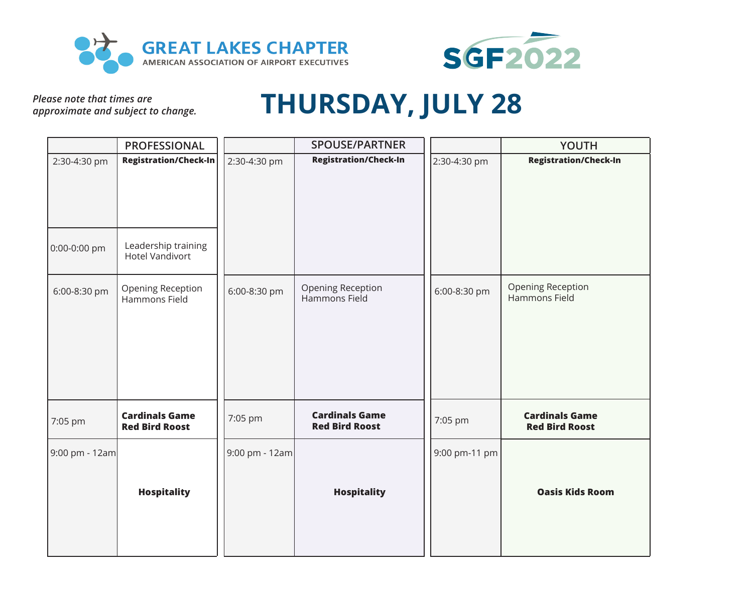GREAT LAKES CHAPTER
AMERICAN ASSOCIATION OF AIRPORT EXECUTIVES

SGF2022

*Please note that times are approximate and subject to change.*

# THURSDAY, JULY 28

| | PROFESSIONAL |
|---|---|
| 2:30-4:30 pm | **Registration/Check-In** |
| 0:00-0:00 pm | Leadership training<br>Hotel Vandivort |
| 6:00-8:30 pm | Opening Reception<br>Hammons Field |
| 7:05 pm | **Cardinals Game**<br>**Red Bird Roost** |
| 9:00 pm - 12am | **Hospitality** |

| | SPOUSE/PARTNER |
|---|---|
| 2:30-4:30 pm | **Registration/Check-In** |
| 6:00-8:30 pm | Opening Reception<br>Hammons Field |
| 7:05 pm | **Cardinals Game**<br>**Red Bird Roost** |
| 9:00 pm - 12am | **Hospitality** |

| | YOUTH |
|---|---|
| 2:30-4:30 pm | **Registration/Check-In** |
| 6:00-8:30 pm | Opening Reception<br>Hammons Field |
| 7:05 pm | **Cardinals Game**<br>**Red Bird Roost** |
| 9:00 pm-11 pm | **Oasis Kids Room** |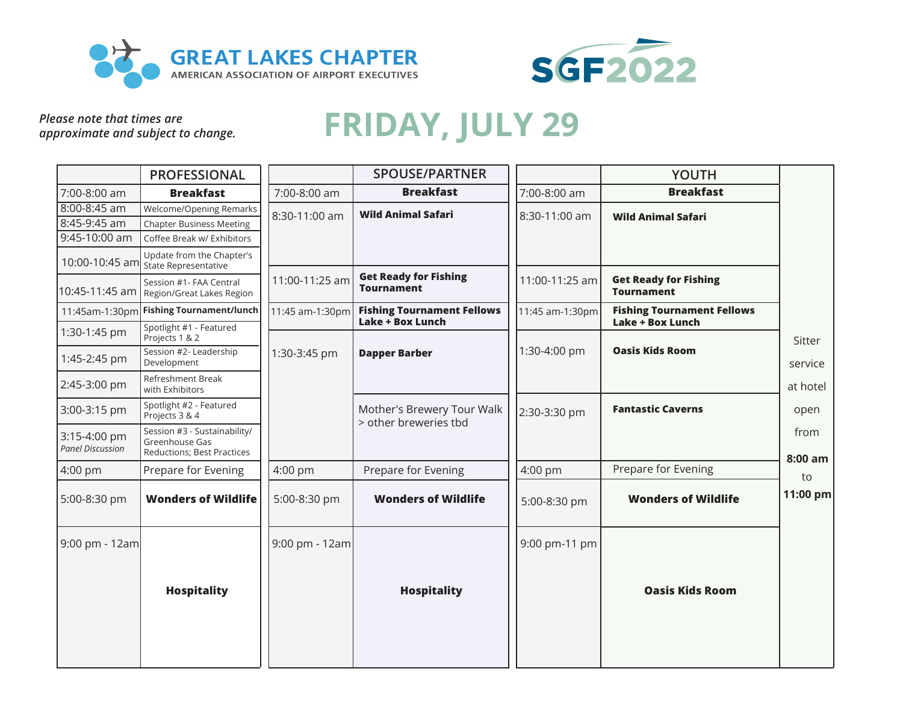GREAT LAKES CHAPTER
AMERICAN ASSOCIATION OF AIRPORT EXECUTIVES

SGF2022

*Please note that times are approximate and subject to change.*

# FRIDAY, JULY 29

| | PROFESSIONAL |
|---|---|
| 7:00-8:00 am | **Breakfast** |
| 8:00-8:45 am | Welcome/Opening Remarks |
| 8:45-9:45 am | Chapter Business Meeting |
| 9:45-10:00 am | Coffee Break w/ Exhibitors |
| 10:00-10:45 am | Update from the Chapter's State Representative |
| 10:45-11:45 am | Session #1- FAA Central Region/Great Lakes Region |
| 11:45am-1:30pm | **Fishing Tournament/lunch** |
| 1:30-1:45 pm | Spotlight #1 - Featured Projects 1 & 2 |
| 1:45-2:45 pm | Session #2- Leadership Development |
| 2:45-3:00 pm | Refreshment Break with Exhibitors |
| 3:00-3:15 pm | Spotlight #2 - Featured Projects 3 & 4 |
| 3:15-4:00 pm *Panel Discussion* | Session #3 - Sustainability/ Greenhouse Gas Reductions; Best Practices |
| 4:00 pm | Prepare for Evening |
| 5:00-8:30 pm | **Wonders of Wildlife** |
| 9:00 pm - 12am | **Hospitality** |

| | SPOUSE/PARTNER |
|---|---|
| 7:00-8:00 am | **Breakfast** |
| 8:30-11:00 am | **Wild Animal Safari** |
| 11:00-11:25 am | **Get Ready for Fishing Tournament** |
| 11:45 am-1:30pm | **Fishing Tournament Fellows Lake + Box Lunch** |
| 1:30-3:45 pm | **Dapper Barber** |
| | Mother's Brewery Tour Walk > other breweries tbd |
| 4:00 pm | Prepare for Evening |
| 5:00-8:30 pm | **Wonders of Wildlife** |
| 9:00 pm - 12am | **Hospitality** |

| | YOUTH | |
|---|---|---|
| 7:00-8:00 am | **Breakfast** | Sitter service at hotel open from **8:00 am** to **11:00 pm** |
| 8:30-11:00 am | **Wild Animal Safari** | |
| 11:00-11:25 am | **Get Ready for Fishing Tournament** | |
| 11:45 am-1:30pm | **Fishing Tournament Fellows Lake + Box Lunch** | |
| 1:30-4:00 pm | **Oasis Kids Room** | |
| 2:30-3:30 pm | **Fantastic Caverns** | |
| 4:00 pm | Prepare for Evening | |
| 5:00-8:30 pm | **Wonders of Wildlife** | |
| 9:00 pm-11 pm | **Oasis Kids Room** | |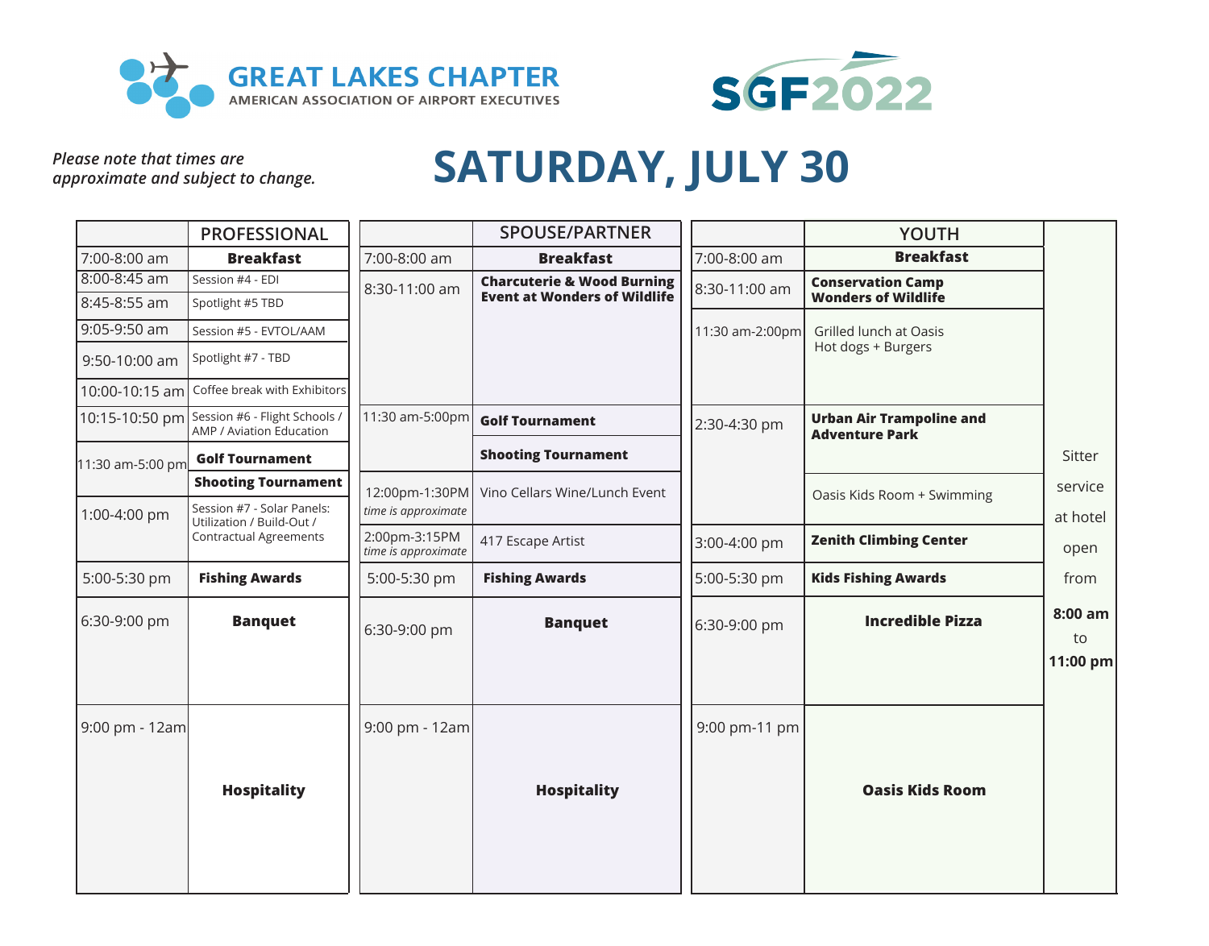GREAT LAKES CHAPTER
AMERICAN ASSOCIATION OF AIRPORT EXECUTIVES

SGF2022

*Please note that times are approximate and subject to change.*

# SATURDAY, JULY 30

| | PROFESSIONAL |
|---|---|
| 7:00-8:00 am | **Breakfast** |
| 8:00-8:45 am | Session #4 - EDI |
| 8:45-8:55 am | Spotlight #5 TBD |
| 9:05-9:50 am | Session #5 - EVTOL/AAM |
| 9:50-10:00 am | Spotlight #7 - TBD |
| 10:00-10:15 am | Coffee break with Exhibitors |
| 10:15-10:50 pm | Session #6 - Flight Schools / AMP / Aviation Education |
| 11:30 am-5:00 pm | **Golf Tournament** |
| | **Shooting Tournament** |
| 1:00-4:00 pm | Session #7 - Solar Panels: Utilization / Build-Out / Contractual Agreements |
| 5:00-5:30 pm | **Fishing Awards** |
| 6:30-9:00 pm | **Banquet** |
| 9:00 pm - 12am | **Hospitality** |

| | SPOUSE/PARTNER |
|---|---|
| 7:00-8:00 am | **Breakfast** |
| 8:30-11:00 am | **Charcuterie & Wood Burning Event at Wonders of Wildlife** |
| 11:30 am-5:00pm | **Golf Tournament** |
| | **Shooting Tournament** |
| 12:00pm-1:30PM *time is approximate* | Vino Cellars Wine/Lunch Event |
| 2:00pm-3:15PM *time is approximate* | 417 Escape Artist |
| 5:00-5:30 pm | **Fishing Awards** |
| 6:30-9:00 pm | **Banquet** |
| 9:00 pm - 12am | **Hospitality** |

| | YOUTH | |
|---|---|---|
| 7:00-8:00 am | **Breakfast** | Sitter service at hotel open from **8:00 am** to **11:00 pm** |
| 8:30-11:00 am | **Conservation Camp Wonders of Wildlife** | |
| 11:30 am-2:00pm | Grilled lunch at Oasis Hot dogs + Burgers | |
| 2:30-4:30 pm | **Urban Air Trampoline and Adventure Park** | |
| | Oasis Kids Room + Swimming | |
| 3:00-4:00 pm | **Zenith Climbing Center** | |
| 5:00-5:30 pm | **Kids Fishing Awards** | |
| 6:30-9:00 pm | **Incredible Pizza** | |
| 9:00 pm-11 pm | **Oasis Kids Room** | |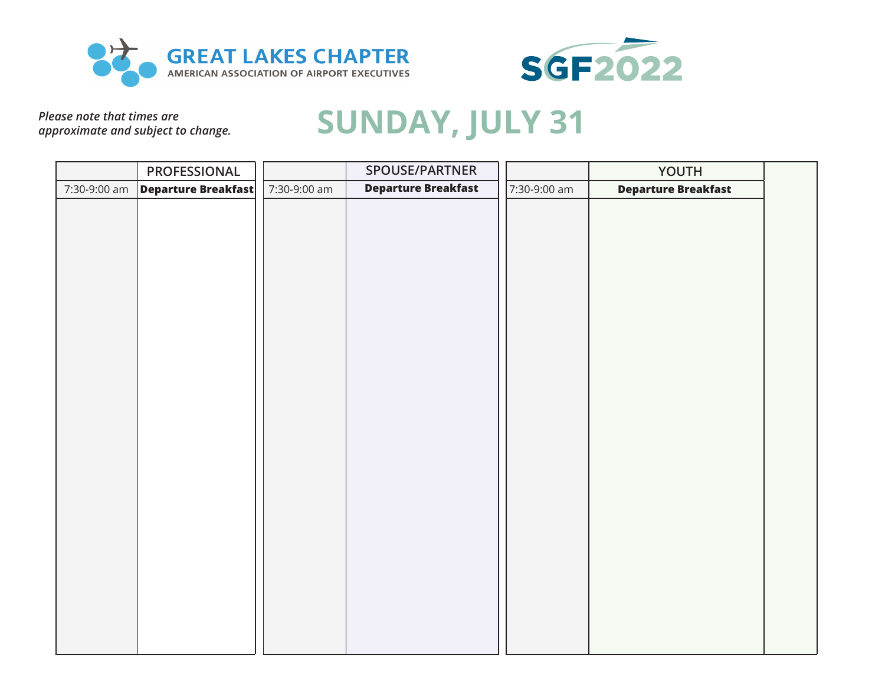GREAT LAKES CHAPTER
AMERICAN ASSOCIATION OF AIRPORT EXECUTIVES

SGF2022

*Please note that times are approximate and subject to change.*

# SUNDAY, JULY 31

| | PROFESSIONAL |
|---|---|
| 7:30-9:00 am | **Departure Breakfast** |

| | SPOUSE/PARTNER |
|---|---|
| 7:30-9:00 am | **Departure Breakfast** |

| | YOUTH | |
|---|---|---|
| 7:30-9:00 am | **Departure Breakfast** | |